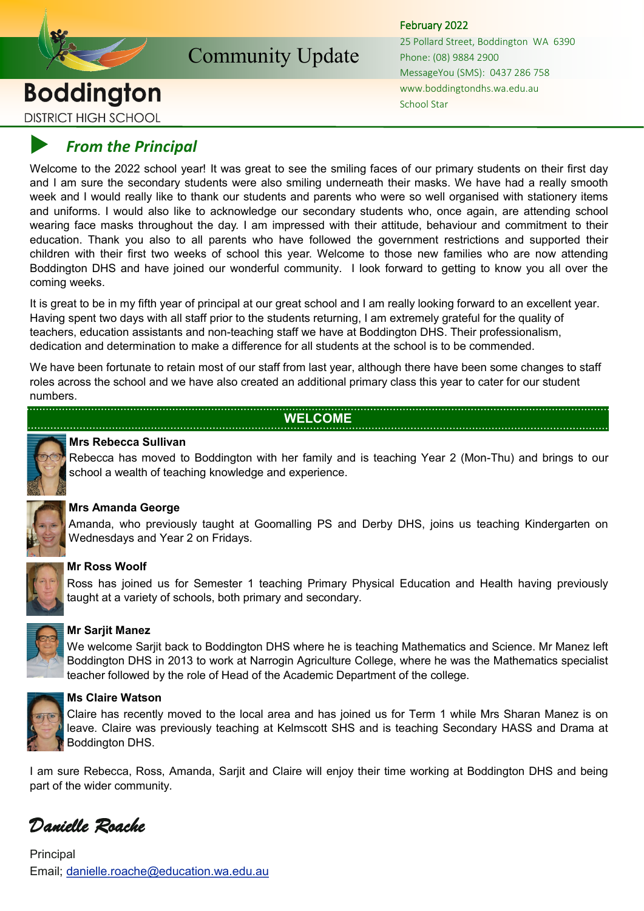# Boddington DISTRICT HIGH SCHOOL

## Community Update

February 2022
25 Pollard Street, Boddington WA 6390
Phone: (08) 9884 2900
MessageYou (SMS): 0437 286 758
www.boddingtondhs.wa.edu.au
School Star

## *From the Principal*

Welcome to the 2022 school year! It was great to see the smiling faces of our primary students on their first day and I am sure the secondary students were also smiling underneath their masks. We have had a really smooth week and I would really like to thank our students and parents who were so well organised with stationery items and uniforms. I would also like to acknowledge our secondary students who, once again, are attending school wearing face masks throughout the day. I am impressed with their attitude, behaviour and commitment to their education. Thank you also to all parents who have followed the government restrictions and supported their children with their first two weeks of school this year. Welcome to those new families who are now attending Boddington DHS and have joined our wonderful community. I look forward to getting to know you all over the coming weeks.

It is great to be in my fifth year of principal at our great school and I am really looking forward to an excellent year. Having spent two days with all staff prior to the students returning, I am extremely grateful for the quality of teachers, education assistants and non-teaching staff we have at Boddington DHS. Their professionalism, dedication and determination to make a difference for all students at the school is to be commended.

We have been fortunate to retain most of our staff from last year, although there have been some changes to staff roles across the school and we have also created an additional primary class this year to cater for our student numbers.

### WELCOME

**Mrs Rebecca Sullivan**
Rebecca has moved to Boddington with her family and is teaching Year 2 (Mon-Thu) and brings to our school a wealth of teaching knowledge and experience.

**Mrs Amanda George**
Amanda, who previously taught at Goomalling PS and Derby DHS, joins us teaching Kindergarten on Wednesdays and Year 2 on Fridays.

**Mr Ross Woolf**
Ross has joined us for Semester 1 teaching Primary Physical Education and Health having previously taught at a variety of schools, both primary and secondary.

**Mr Sarjit Manez**
We welcome Sarjit back to Boddington DHS where he is teaching Mathematics and Science. Mr Manez left Boddington DHS in 2013 to work at Narrogin Agriculture College, where he was the Mathematics specialist teacher followed by the role of Head of the Academic Department of the college.

**Ms Claire Watson**
Claire has recently moved to the local area and has joined us for Term 1 while Mrs Sharan Manez is on leave. Claire was previously teaching at Kelmscott SHS and is teaching Secondary HASS and Drama at Boddington DHS.

I am sure Rebecca, Ross, Amanda, Sarjit and Claire will enjoy their time working at Boddington DHS and being part of the wider community.

*Danielle Roache*

Principal
Email; danielle.roache@education.wa.edu.au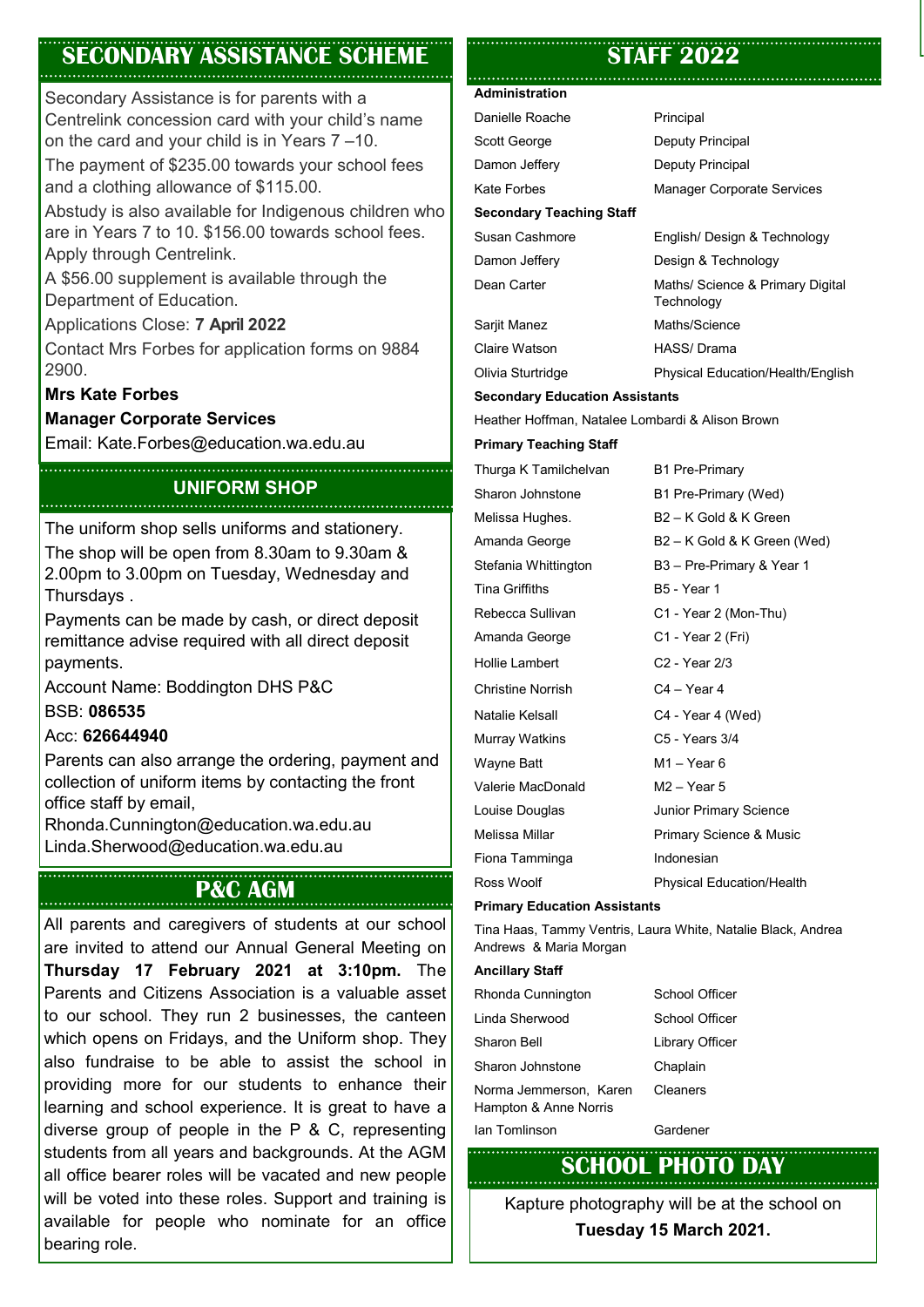## SECONDARY ASSISTANCE SCHEME

Secondary Assistance is for parents with a Centrelink concession card with your child's name on the card and your child is in Years 7 –10.

The payment of $235.00 towards your school fees and a clothing allowance of $115.00.

Abstudy is also available for Indigenous children who are in Years 7 to 10. $156.00 towards school fees. Apply through Centrelink.

A $56.00 supplement is available through the Department of Education.

Applications Close: **7 April 2022**

Contact Mrs Forbes for application forms on 9884 2900.

**Mrs Kate Forbes**

**Manager Corporate Services**

Email: Kate.Forbes@education.wa.edu.au

## UNIFORM SHOP

The uniform shop sells uniforms and stationery.

The shop will be open from 8.30am to 9.30am & 2.00pm to 3.00pm on Tuesday, Wednesday and Thursdays .

Payments can be made by cash, or direct deposit remittance advise required with all direct deposit payments.

Account Name: Boddington DHS P&C

BSB: **086535**

Acc: **626644940**

Parents can also arrange the ordering, payment and collection of uniform items by contacting the front office staff by email,
Rhonda.Cunnington@education.wa.edu.au
Linda.Sherwood@education.wa.edu.au

## P&C AGM

All parents and caregivers of students at our school are invited to attend our Annual General Meeting on **Thursday 17 February 2021 at 3:10pm.** The Parents and Citizens Association is a valuable asset to our school. They run 2 businesses, the canteen which opens on Fridays, and the Uniform shop. They also fundraise to be able to assist the school in providing more for our students to enhance their learning and school experience. It is great to have a diverse group of people in the P & C, representing students from all years and backgrounds. At the AGM all office bearer roles will be vacated and new people will be voted into these roles. Support and training is available for people who nominate for an office bearing role.

## STAFF 2022

**Administration**

| | |
|---|---|
| Danielle Roache | Principal |
| Scott George | Deputy Principal |
| Damon Jeffery | Deputy Principal |
| Kate Forbes | Manager Corporate Services |

**Secondary Teaching Staff**

| | |
|---|---|
| Susan Cashmore | English/ Design & Technology |
| Damon Jeffery | Design & Technology |
| Dean Carter | Maths/ Science & Primary Digital Technology |
| Sarjit Manez | Maths/Science |
| Claire Watson | HASS/ Drama |
| Olivia Sturtridge | Physical Education/Health/English |

**Secondary Education Assistants**

Heather Hoffman, Natalee Lombardi & Alison Brown

**Primary Teaching Staff**

| | |
|---|---|
| Thurga K Tamilchelvan | B1 Pre-Primary |
| Sharon Johnstone | B1 Pre-Primary (Wed) |
| Melissa Hughes. | B2 – K Gold & K Green |
| Amanda George | B2 – K Gold & K Green (Wed) |
| Stefania Whittington | B3 – Pre-Primary & Year 1 |
| Tina Griffiths | B5 - Year 1 |
| Rebecca Sullivan | C1 - Year 2 (Mon-Thu) |
| Amanda George | C1 - Year 2 (Fri) |
| Hollie Lambert | C2 - Year 2/3 |
| Christine Norrish | C4 – Year 4 |
| Natalie Kelsall | C4 - Year 4 (Wed) |
| Murray Watkins | C5 - Years 3/4 |
| Wayne Batt | M1 – Year 6 |
| Valerie MacDonald | M2 – Year 5 |
| Louise Douglas | Junior Primary Science |
| Melissa Millar | Primary Science & Music |
| Fiona Tamminga | Indonesian |
| Ross Woolf | Physical Education/Health |

**Primary Education Assistants**

Tina Haas, Tammy Ventris, Laura White, Natalie Black, Andrea Andrews & Maria Morgan

**Ancillary Staff**

| | |
|---|---|
| Rhonda Cunnington | School Officer |
| Linda Sherwood | School Officer |
| Sharon Bell | Library Officer |
| Sharon Johnstone | Chaplain |
| Norma Jemmerson, Karen Hampton & Anne Norris | Cleaners |
| Ian Tomlinson | Gardener |

## SCHOOL PHOTO DAY

Kapture photography will be at the school on **Tuesday 15 March 2021.**